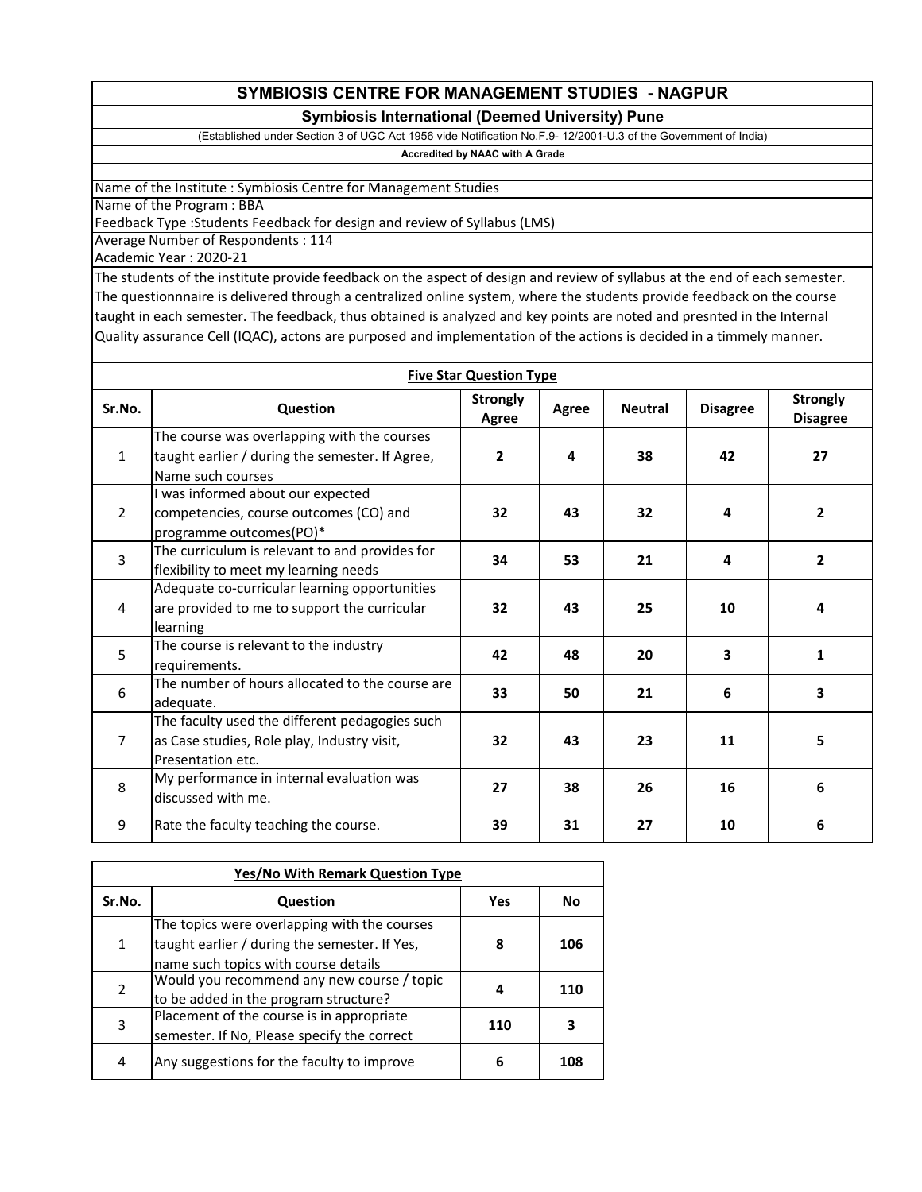# SYMBIOSIS CENTRE FOR MANAGEMENT STUDIES - NAGPUR

## Symbiosis International (Deemed University) Pune

(Established under Section 3 of UGC Act 1956 vide Notification No.F.9- 12/2001-U.3 of the Government of India)

**Accredited by NAAC with A Grade**

Name of the Institute : Symbiosis Centre for Management Studies

Name of the Program : BBA

Feedback Type :Students Feedback for design and review of Syllabus (LMS)

Average Number of Respondents : 114

Academic Year : 2020-21

The students of the institute provide feedback on the aspect of design and review of syllabus at the end of each semester. The questionnnaire is delivered through a centralized online system, where the students provide feedback on the course taught in each semester. The feedback, thus obtained is analyzed and key points are noted and presnted in the Internal Quality assurance Cell (IQAC), actons are purposed and implementation of the actions is decided in a timmely manner.

**Five Star Question Type**

| Sr.No. | Question | Strongly Agree | Agree | Neutral | Disagree | Strongly Disagree |
|---|---|---|---|---|---|---|
| 1 | The course was overlapping with the courses taught earlier / during the semester. If Agree, Name such courses | **2** | **4** | **38** | **42** | **27** |
| 2 | I was informed about our expected competencies, course outcomes (CO) and programme outcomes(PO)* | **32** | **43** | **32** | **4** | **2** |
| 3 | The curriculum is relevant to and provides for flexibility to meet my learning needs | **34** | **53** | **21** | **4** | **2** |
| 4 | Adequate co-curricular learning opportunities are provided to me to support the curricular learning | **32** | **43** | **25** | **10** | **4** |
| 5 | The course is relevant to the industry requirements. | **42** | **48** | **20** | **3** | **1** |
| 6 | The number of hours allocated to the course are adequate. | **33** | **50** | **21** | **6** | **3** |
| 7 | The faculty used the different pedagogies such as Case studies, Role play, Industry visit, Presentation etc. | **32** | **43** | **23** | **11** | **5** |
| 8 | My performance in internal evaluation was discussed with me. | **27** | **38** | **26** | **16** | **6** |
| 9 | Rate the faculty teaching the course. | **39** | **31** | **27** | **10** | **6** |

**Yes/No With Remark Question Type**

| Sr.No. | Question | Yes | No |
|---|---|---|---|
| 1 | The topics were overlapping with the courses taught earlier / during the semester. If Yes, name such topics with course details | **8** | **106** |
| 2 | Would you recommend any new course / topic to be added in the program structure? | **4** | **110** |
| 3 | Placement of the course is in appropriate semester. If No, Please specify the correct | **110** | **3** |
| 4 | Any suggestions for the faculty to improve | **6** | **108** |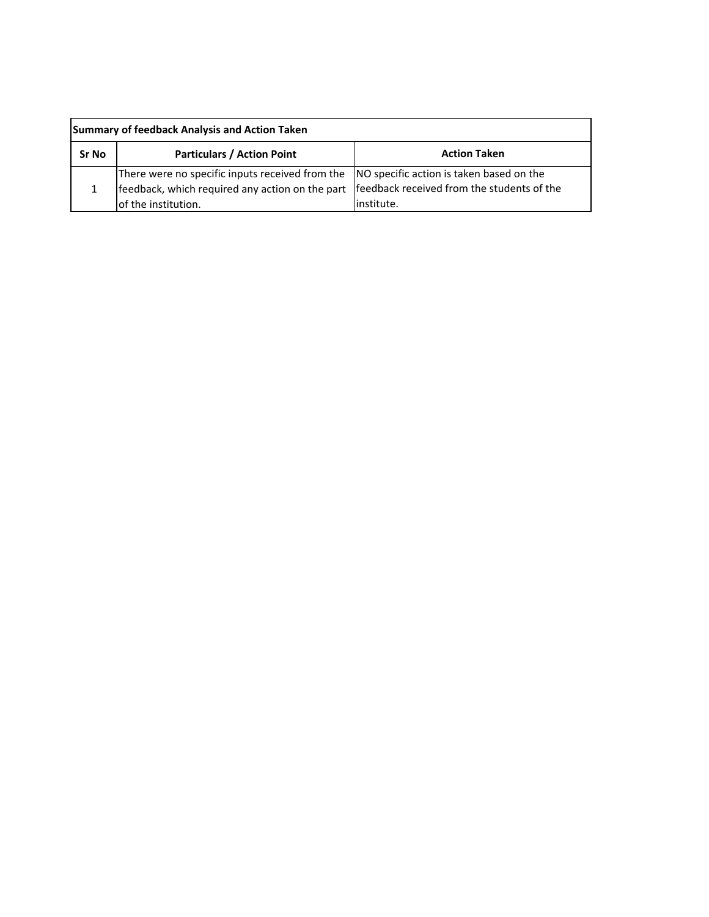| Summary of feedback Analysis and Action Taken | | |
|---|---|---|
| **Sr No** | **Particulars / Action Point** | **Action Taken** |
| 1 | There were no specific inputs received from the feedback, which required any action on the part of the institution. | NO specific action is taken based on the feedback received from the students of the institute. |